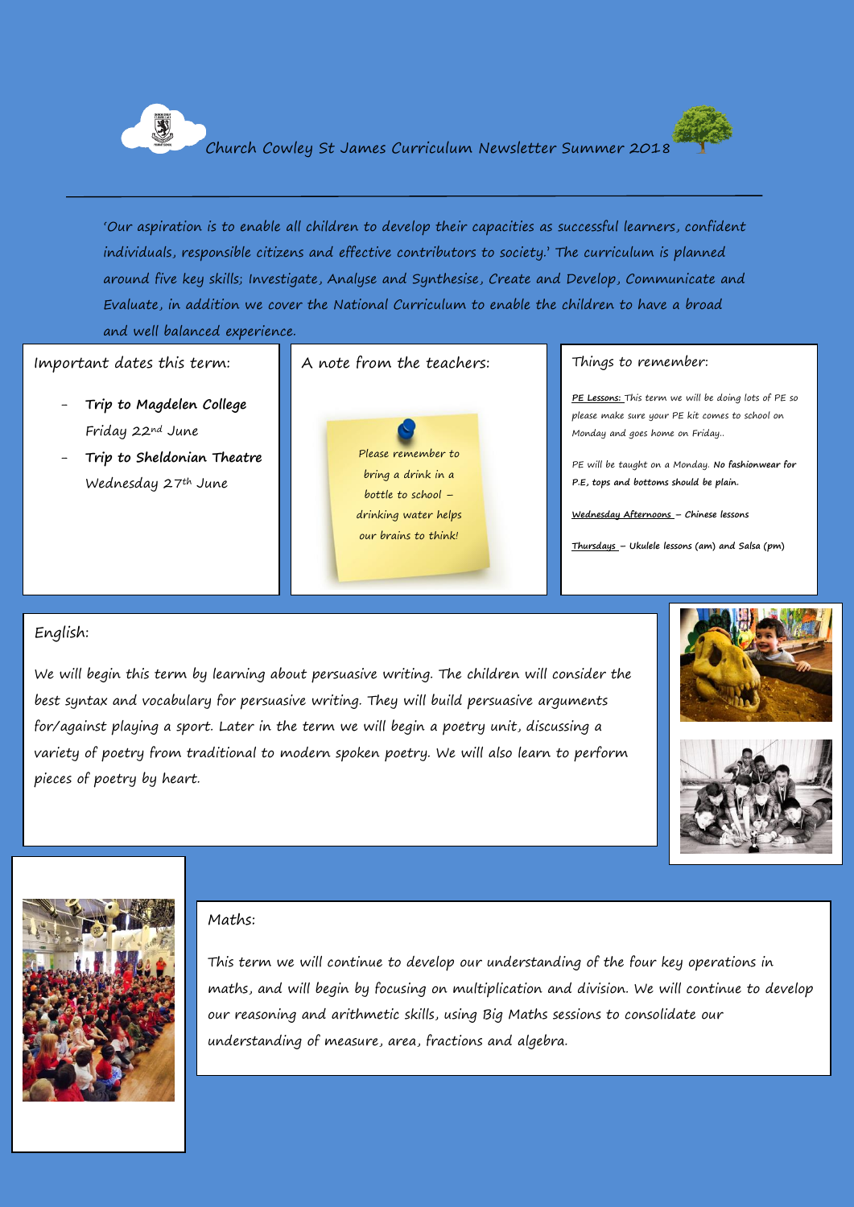# Church Cowley St James Curriculum Newsletter Summer 2018

'Our aspiration is to enable all children to develop their capacities as successful learners, confident individuals, responsible citizens and effective contributors to society.' The curriculum is planned around five key skills; Investigate, Analyse and Synthesise, Create and Develop, Communicate and Evaluate, in addition we cover the National Curriculum to enable the children to have a broad and well balanced experience.

## Important dates this term:

- **Trip to Magdelen College** Friday 22nd June
- **Trip to Sheldonian Theatre** Wednesday 27th June

## A note from the teachers:

Please remember to bring a drink in a bottle to school – drinking water helps our brains to think!

## Things to remember:

**PE Lessons:** This term we will be doing lots of PE so please make sure your PE kit comes to school on Monday and goes home on Friday..

PE will be taught on a Monday. **No fashionwear for P.E, tops and bottoms should be plain.**

**Wednesday Afternoons – Chinese lessons**

**Thursdays – Ukulele lessons (am) and Salsa (pm)**

## English:

We will begin this term by learning about persuasive writing. The children will consider the best syntax and vocabulary for persuasive writing. They will build persuasive arguments for/against playing a sport. Later in the term we will begin a poetry unit, discussing a variety of poetry from traditional to modern spoken poetry. We will also learn to perform pieces of poetry by heart.

## Maths:

This term we will continue to develop our understanding of the four key operations in maths, and will begin by focusing on multiplication and division. We will continue to develop our reasoning and arithmetic skills, using Big Maths sessions to consolidate our understanding of measure, area, fractions and algebra.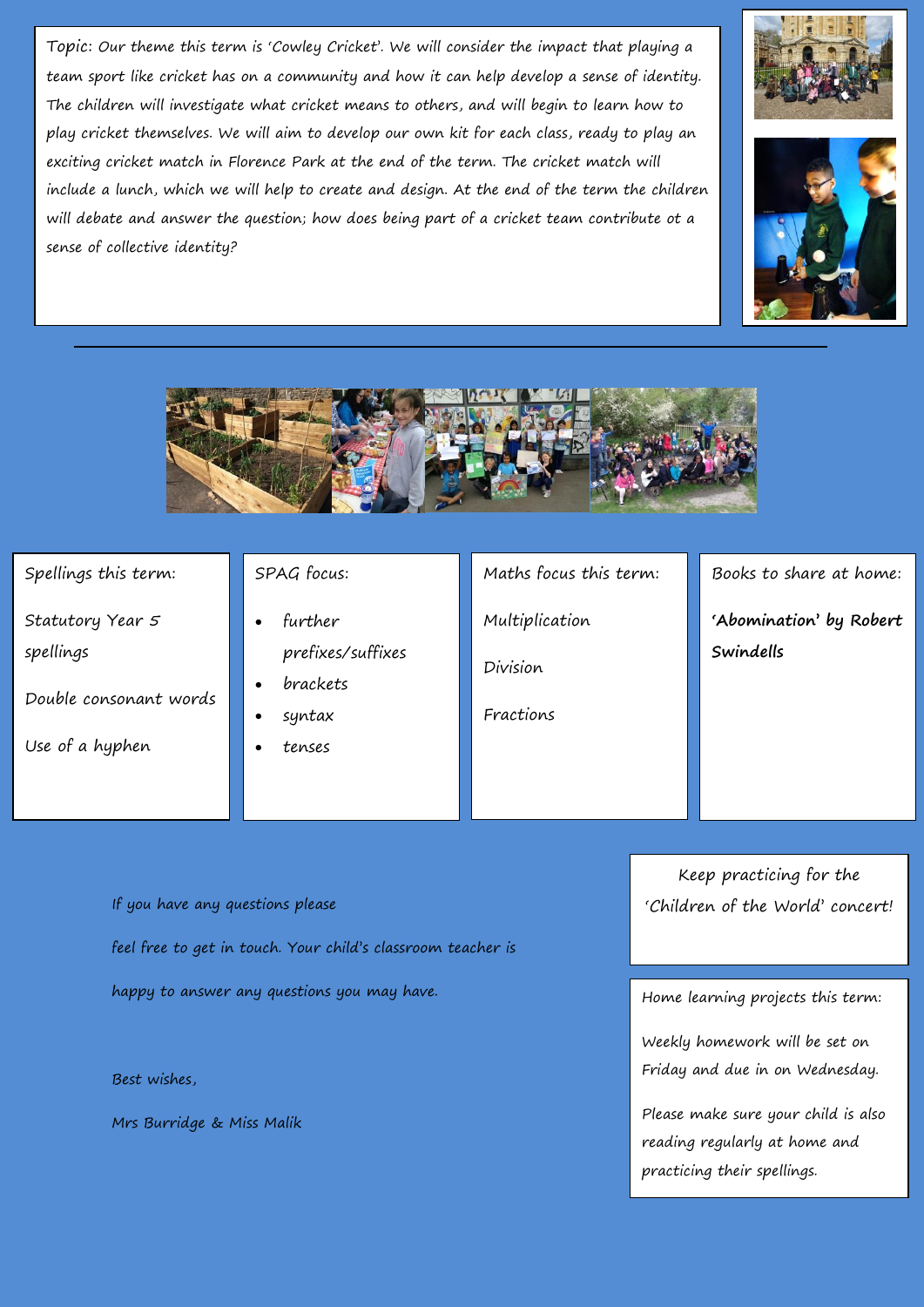Topic: Our theme this term is 'Cowley Cricket'. We will consider the impact that playing a team sport like cricket has on a community and how it can help develop a sense of identity. The children will investigate what cricket means to others, and will begin to learn how to play cricket themselves. We will aim to develop our own kit for each class, ready to play an exciting cricket match in Florence Park at the end of the term. The cricket match will include a lunch, which we will help to create and design. At the end of the term the children will debate and answer the question; how does being part of a cricket team contribute ot a sense of collective identity?

---

Spellings this term:

Statutory Year 5 spellings

Double consonant words

Use of a hyphen

SPAG focus:

- further prefixes/suffixes
- brackets
- syntax
- tenses

Maths focus this term:

Multiplication

Division

Fractions

Books to share at home:

**'Abomination' by Robert Swindells**

Keep practicing for the 'Children of the World' concert!

If you have any questions please feel free to get in touch. Your child's classroom teacher is happy to answer any questions you may have.

Best wishes,

Mrs Burridge & Miss Malik

Home learning projects this term:

Weekly homework will be set on Friday and due in on Wednesday.

Please make sure your child is also reading regularly at home and practicing their spellings.